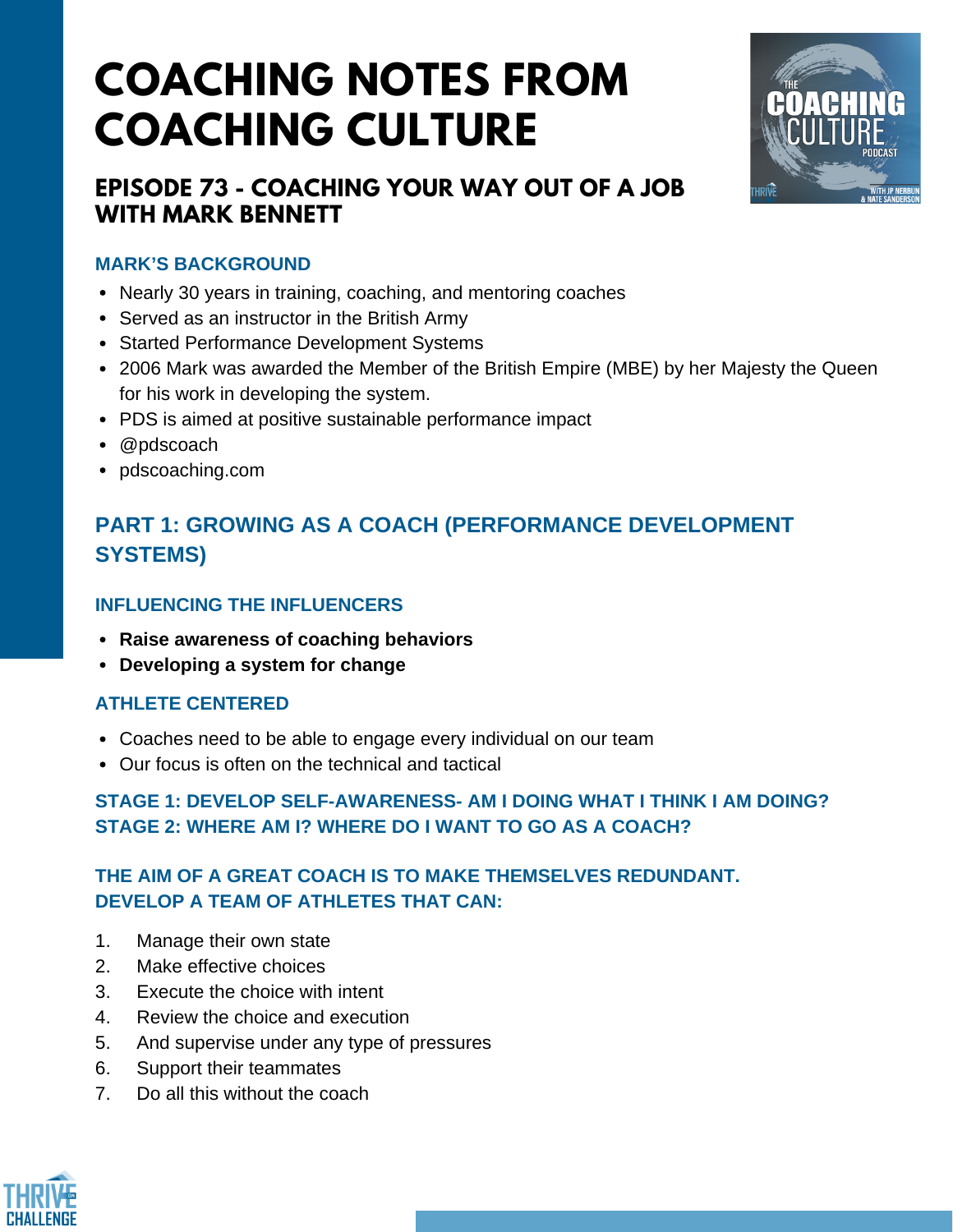# COACHING NOTES FROM COACHING CULTURE

## EPISODE 73 - COACHING YOUR WAY OUT OF A JOB WITH MARK BENNETT

### MARK'S BACKGROUND

- Nearly 30 years in training, coaching, and mentoring coaches
- Served as an instructor in the British Army
- Started Performance Development Systems
- 2006 Mark was awarded the Member of the British Empire (MBE) by her Majesty the Queen for his work in developing the system.
- PDS is aimed at positive sustainable performance impact
- @pdscoach
- pdscoaching.com

## PART 1: GROWING AS A COACH (PERFORMANCE DEVELOPMENT SYSTEMS)

### INFLUENCING THE INFLUENCERS

- **Raise awareness of coaching behaviors**
- **Developing a system for change**

### ATHLETE CENTERED

- Coaches need to be able to engage every individual on our team
- Our focus is often on the technical and tactical

### STAGE 1: DEVELOP SELF-AWARENESS- AM I DOING WHAT I THINK I AM DOING?
### STAGE 2: WHERE AM I? WHERE DO I WANT TO GO AS A COACH?

### THE AIM OF A GREAT COACH IS TO MAKE THEMSELVES REDUNDANT. DEVELOP A TEAM OF ATHLETES THAT CAN:

1. Manage their own state
2. Make effective choices
3. Execute the choice with intent
4. Review the choice and execution
5. And supervise under any type of pressures
6. Support their teammates
7. Do all this without the coach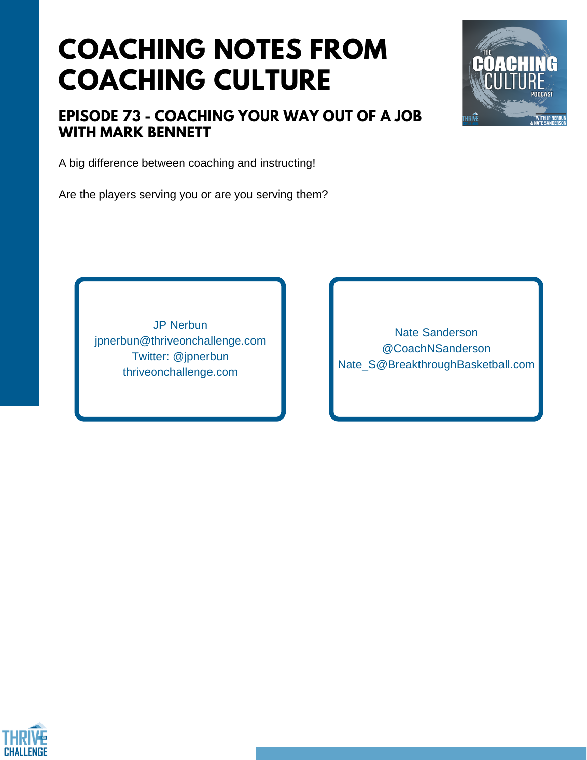# COACHING NOTES FROM COACHING CULTURE

## EPISODE 73 - COACHING YOUR WAY OUT OF A JOB WITH MARK BENNETT

A big difference between coaching and instructing!

Are the players serving you or are you serving them?

JP Nerbun
jpnerbun@thriveonchallenge.com
Twitter: @jpnerbun
thriveonchallenge.com

Nate Sanderson
@CoachNSanderson
Nate_S@BreakthroughBasketball.com